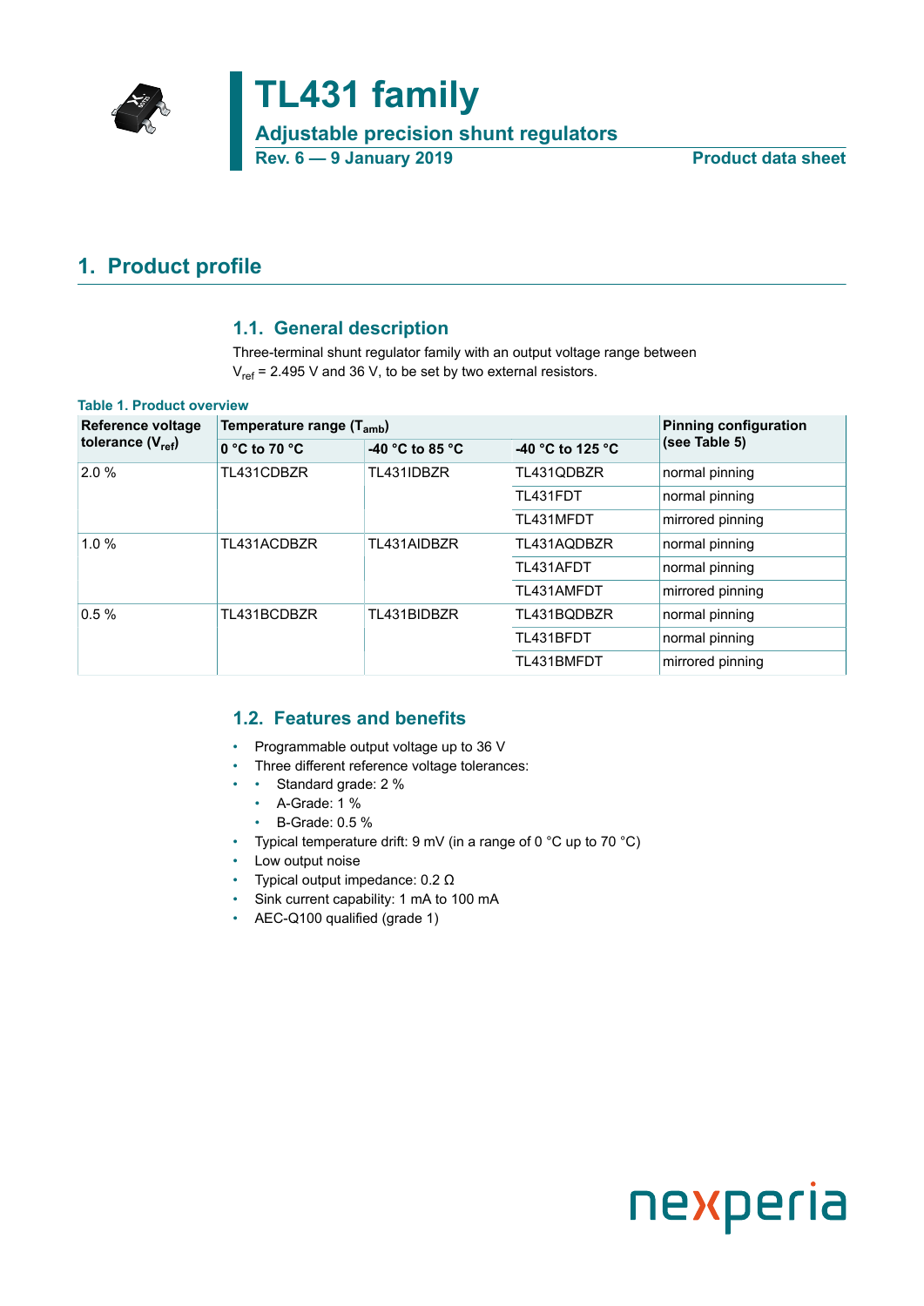# TL431 family

## Adjustable precision shunt regulators

**Rev. 6 — 9 January 2019** **Product data sheet**

## 1. Product profile

### 1.1. General description

Three-terminal shunt regulator family with an output voltage range between $V_{ref}$ = 2.495 V and 36 V, to be set by two external resistors.

**Table 1. Product overview**

| Reference voltage tolerance ($V_{ref}$) | Temperature range ($T_{amb}$) | | | Pinning configuration (see Table 5) |
|---|---|---|---|---|
| | 0 °C to 70 °C | -40 °C to 85 °C | -40 °C to 125 °C | |
| 2.0 % | TL431CDBZR | TL431IDBZR | TL431QDBZR | normal pinning |
| | | | TL431FDT | normal pinning |
| | | | TL431MFDT | mirrored pinning |
| 1.0 % | TL431ACDBZR | TL431AIDBZR | TL431AQDBZR | normal pinning |
| | | | TL431AFDT | normal pinning |
| | | | TL431AMFDT | mirrored pinning |
| 0.5 % | TL431BCDBZR | TL431BIDBZR | TL431BQDBZR | normal pinning |
| | | | TL431BFDT | normal pinning |
| | | | TL431BMFDT | mirrored pinning |

### 1.2. Features and benefits

- Programmable output voltage up to 36 V
- Three different reference voltage tolerances:
  - Standard grade: 2 %
  - A-Grade: 1 %
  - B-Grade: 0.5 %
- Typical temperature drift: 9 mV (in a range of 0 °C up to 70 °C)
- Low output noise
- Typical output impedance: 0.2 Ω
- Sink current capability: 1 mA to 100 mA
- AEC-Q100 qualified (grade 1)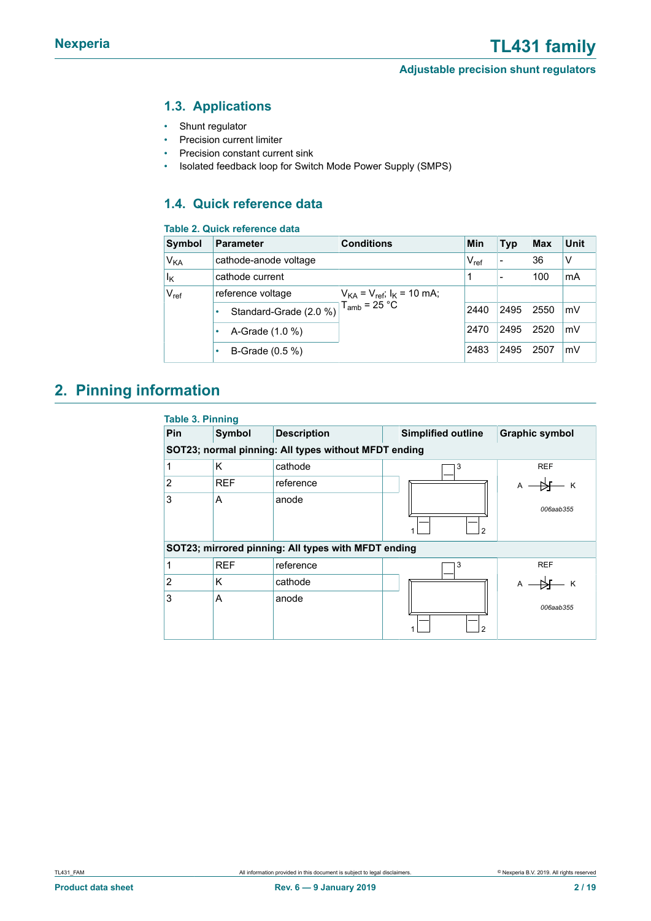### 1.3. Applications

- Shunt regulator
- Precision current limiter
- Precision constant current sink
- Isolated feedback loop for Switch Mode Power Supply (SMPS)

### 1.4. Quick reference data

**Table 2. Quick reference data**

| Symbol | Parameter | Conditions | Min | Typ | Max | Unit |
|---|---|---|---|---|---|---|
| $V_{KA}$ | cathode-anode voltage | | $V_{ref}$ | - | 36 | V |
| $I_K$ | cathode current | | 1 | - | 100 | mA |
| $V_{ref}$ | reference voltage | $V_{KA} = V_{ref}$; $I_K$ = 10 mA; $T_{amb}$ = 25 °C | | | | |
| | • Standard-Grade (2.0 %) | | 2440 | 2495 | 2550 | mV |
| | • A-Grade (1.0 %) | | 2470 | 2495 | 2520 | mV |
| | • B-Grade (0.5 %) | | 2483 | 2495 | 2507 | mV |

## 2. Pinning information

**Table 3. Pinning**

| Pin | Symbol | Description | Simplified outline | Graphic symbol |
|---|---|---|---|---|
| **SOT23; normal pinning: All types without MFDT ending** | | | | |
| 1 | K | cathode | | |
| 2 | REF | reference | | |
| 3 | A | anode | | |
| **SOT23; mirrored pinning: All types with MFDT ending** | | | | |
| 1 | REF | reference | | |
| 2 | K | cathode | | |
| 3 | A | anode | | |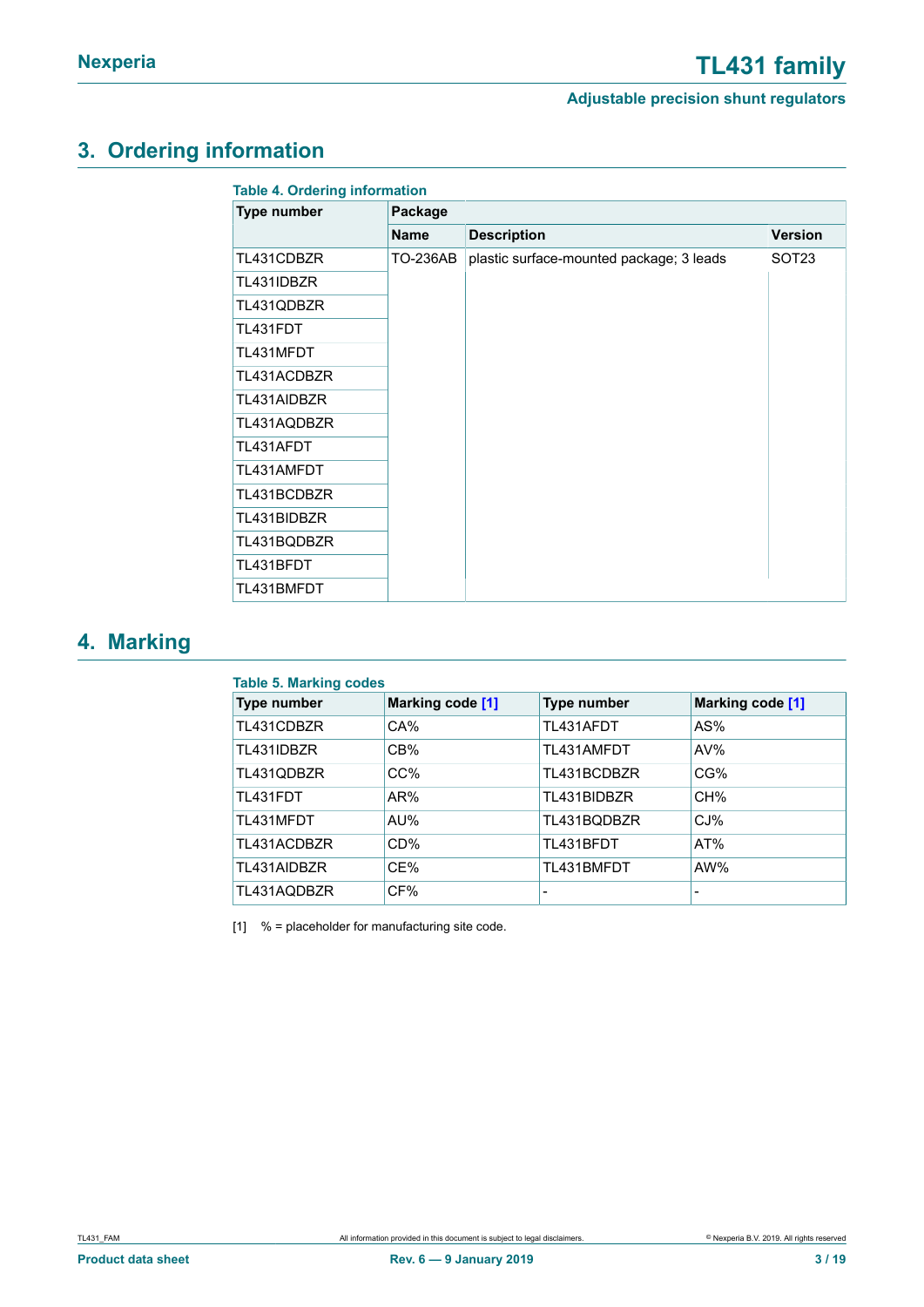## 3. Ordering information

**Table 4. Ordering information**

| Type number | Package | | |
|---|---|---|---|
| | Name | Description | Version |
| TL431CDBZR | TO-236AB | plastic surface-mounted package; 3 leads | SOT23 |
| TL431IDBZR | | | |
| TL431QDBZR | | | |
| TL431FDT | | | |
| TL431MFDT | | | |
| TL431ACDBZR | | | |
| TL431AIDBZR | | | |
| TL431AQDBZR | | | |
| TL431AFDT | | | |
| TL431AMFDT | | | |
| TL431BCDBZR | | | |
| TL431BIDBZR | | | |
| TL431BQDBZR | | | |
| TL431BFDT | | | |
| TL431BMFDT | | | |

## 4. Marking

**Table 5. Marking codes**

| Type number | Marking code [1] | Type number | Marking code [1] |
|---|---|---|---|
| TL431CDBZR | CA% | TL431AFDT | AS% |
| TL431IDBZR | CB% | TL431AMFDT | AV% |
| TL431QDBZR | CC% | TL431BCDBZR | CG% |
| TL431FDT | AR% | TL431BIDBZR | CH% |
| TL431MFDT | AU% | TL431BQDBZR | CJ% |
| TL431ACDBZR | CD% | TL431BFDT | AT% |
| TL431AIDBZR | CE% | TL431BMFDT | AW% |
| TL431AQDBZR | CF% | - | - |

[1] % = placeholder for manufacturing site code.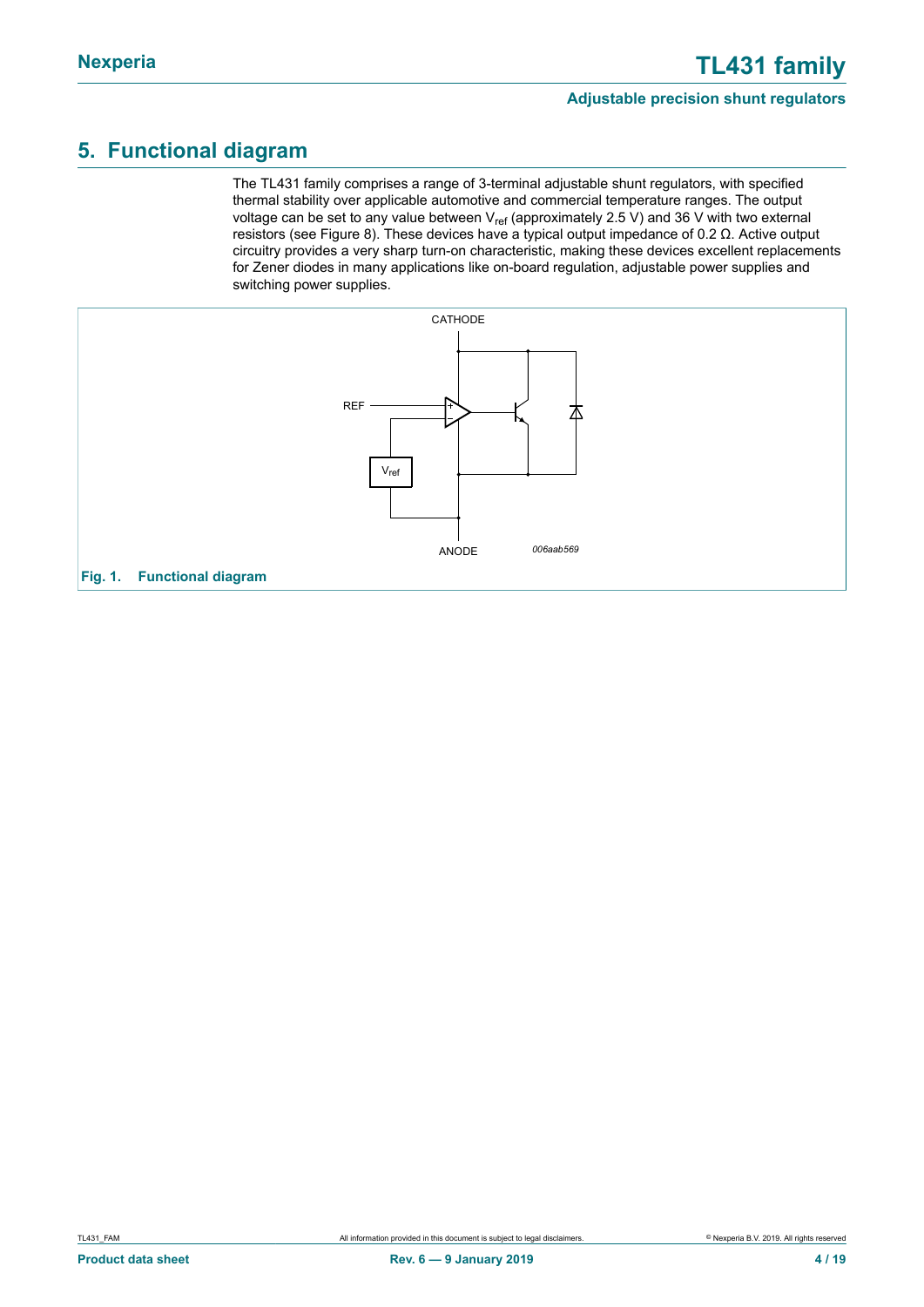## 5. Functional diagram

The TL431 family comprises a range of 3-terminal adjustable shunt regulators, with specified thermal stability over applicable automotive and commercial temperature ranges. The output voltage can be set to any value between $V_{ref}$ (approximately 2.5 V) and 36 V with two external resistors (see Figure 8). These devices have a typical output impedance of 0.2 Ω. Active output circuitry provides a very sharp turn-on characteristic, making these devices excellent replacements for Zener diodes in many applications like on-board regulation, adjustable power supplies and switching power supplies.

**Fig. 1. Functional diagram**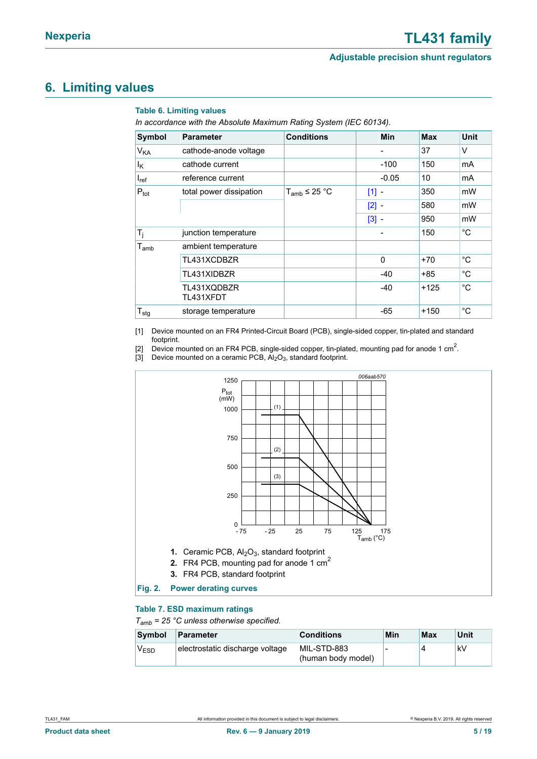## 6. Limiting values

**Table 6. Limiting values**

*In accordance with the Absolute Maximum Rating System (IEC 60134).*

| Symbol | Parameter | Conditions | | Min | Max | Unit |
|---|---|---|---|---|---|---|
| $V_{KA}$ | cathode-anode voltage | | | - | 37 | V |
| $I_K$ | cathode current | | | -100 | 150 | mA |
| $I_{ref}$ | reference current | | | -0.05 | 10 | mA |
| $P_{tot}$ | total power dissipation | $T_{amb} \leq 25$ °C | [1] | - | 350 | mW |
| | | | [2] | - | 580 | mW |
| | | | [3] | - | 950 | mW |
| $T_j$ | junction temperature | | | - | 150 | °C |
| $T_{amb}$ | ambient temperature | | | | | |
| | TL431XCDBZR | | | 0 | +70 | °C |
| | TL431XIDBZR | | | -40 | +85 | °C |
| | TL431XQDBZR TL431XFDT | | | -40 | +125 | °C |
| $T_{stg}$ | storage temperature | | | -65 | +150 | °C |

[1] Device mounted on an FR4 Printed-Circuit Board (PCB), single-sided copper, tin-plated and standard footprint.

[2] Device mounted on an FR4 PCB, single-sided copper, tin-plated, mounting pad for anode 1 $cm^2$.

[3] Device mounted on a ceramic PCB, $Al_2O_3$, standard footprint.

1. Ceramic PCB, $Al_2O_3$, standard footprint
2. FR4 PCB, mounting pad for anode 1 $cm^2$
3. FR4 PCB, standard footprint

**Fig. 2. Power derating curves**

**Table 7. ESD maximum ratings**

*$T_{amb}$ = 25 °C unless otherwise specified.*

| Symbol | Parameter | Conditions | Min | Max | Unit |
|---|---|---|---|---|---|
| $V_{ESD}$ | electrostatic discharge voltage | MIL-STD-883 (human body model) | - | 4 | kV |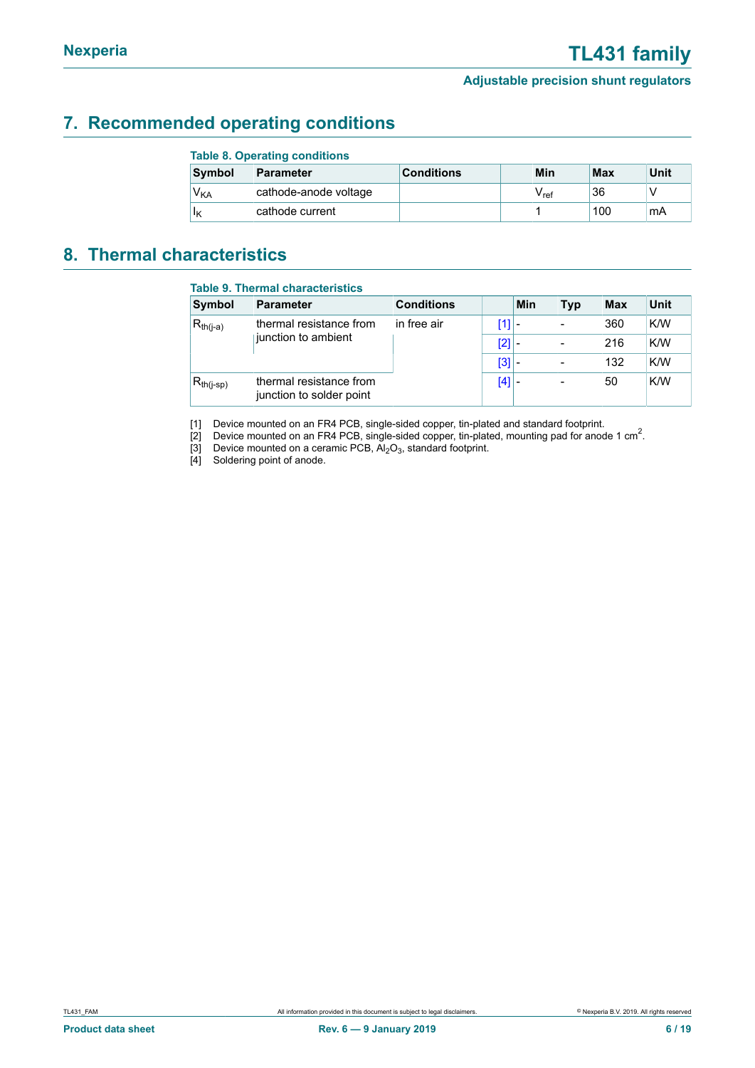## 7. Recommended operating conditions

**Table 8. Operating conditions**

| Symbol | Parameter | Conditions | Min | Max | Unit |
|---|---|---|---|---|---|
| $V_{KA}$ | cathode-anode voltage | | $V_{ref}$ | 36 | V |
| $I_K$ | cathode current | | 1 | 100 | mA |

## 8. Thermal characteristics

**Table 9. Thermal characteristics**

| Symbol | Parameter | Conditions | | Min | Typ | Max | Unit |
|---|---|---|---|---|---|---|---|
| $R_{th(j-a)}$ | thermal resistance from junction to ambient | in free air | [1] | - | - | 360 | K/W |
| | | | [2] | - | - | 216 | K/W |
| | | | [3] | - | - | 132 | K/W |
| $R_{th(j-sp)}$ | thermal resistance from junction to solder point | | [4] | - | - | 50 | K/W |

[1] Device mounted on an FR4 PCB, single-sided copper, tin-plated and standard footprint.

[2] Device mounted on an FR4 PCB, single-sided copper, tin-plated, mounting pad for anode 1 $cm^2$.

[3] Device mounted on a ceramic PCB, $Al_2O_3$, standard footprint.

[4] Soldering point of anode.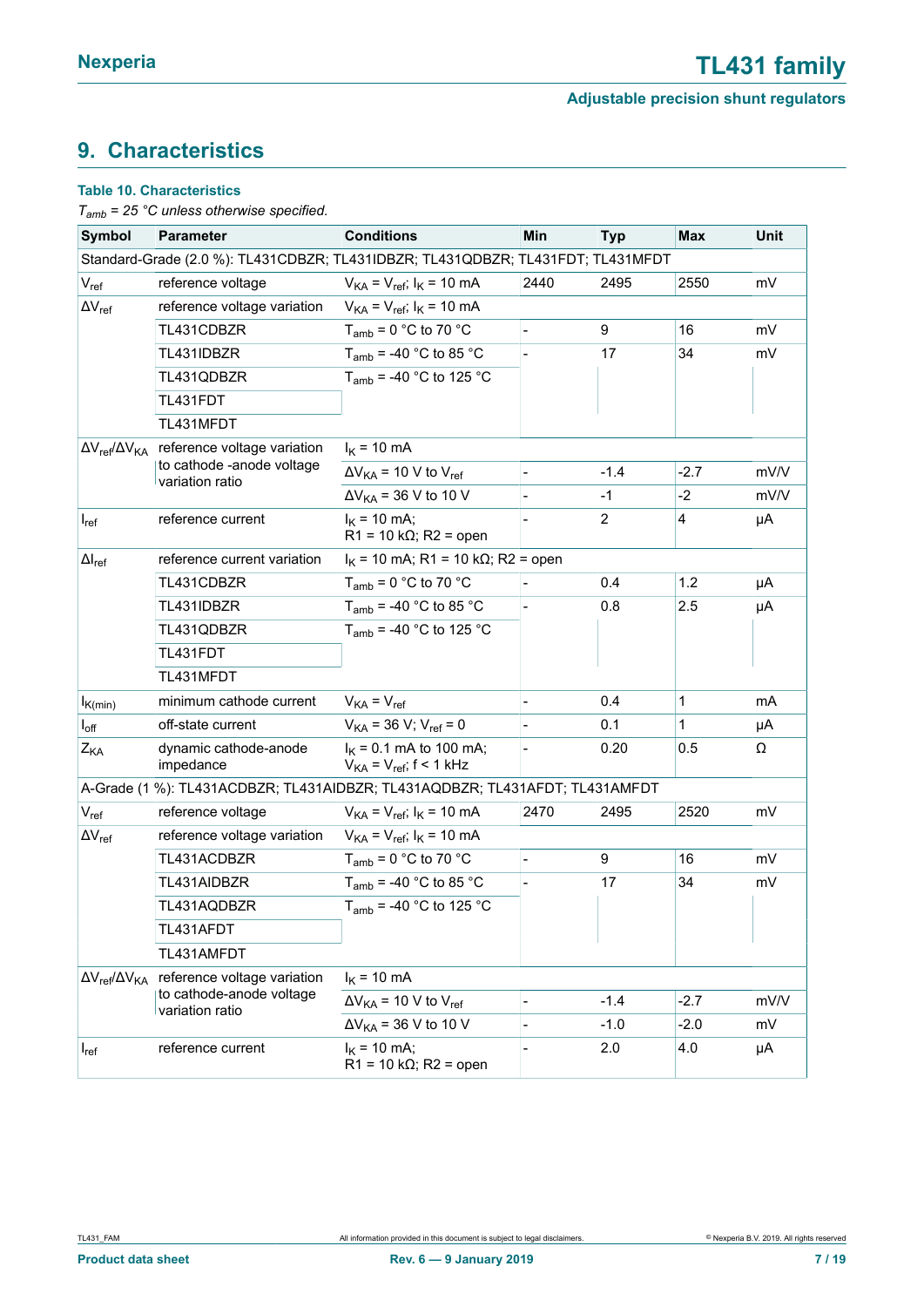## 9. Characteristics

**Table 10. Characteristics**

*$T_{amb}$ = 25 °C unless otherwise specified.*

| Symbol | Parameter | Conditions | Min | Typ | Max | Unit |
|---|---|---|---|---|---|---|
| Standard-Grade (2.0 %): TL431CDBZR; TL431IDBZR; TL431QDBZR; TL431FDT; TL431MFDT | | | | | | |
| $V_{ref}$ | reference voltage | $V_{KA}$ = $V_{ref}$; $I_K$ = 10 mA | 2440 | 2495 | 2550 | mV |
| $\Delta V_{ref}$ | reference voltage variation | $V_{KA}$ = $V_{ref}$; $I_K$ = 10 mA | | | | |
| | TL431CDBZR | $T_{amb}$ = 0 °C to 70 °C | - | 9 | 16 | mV |
| | TL431IDBZR | $T_{amb}$ = -40 °C to 85 °C | - | 17 | 34 | mV |
| | TL431QDBZR | $T_{amb}$ = -40 °C to 125 °C | | | | |
| | TL431FDT | | | | | |
| | TL431MFDT | | | | | |
| $\Delta V_{ref}/\Delta V_{KA}$ | reference voltage variation to cathode -anode voltage variation ratio | $I_K$ = 10 mA | | | | |
| | | $\Delta V_{KA}$ = 10 V to $V_{ref}$ | - | -1.4 | -2.7 | mV/V |
| | | $\Delta V_{KA}$ = 36 V to 10 V | - | -1 | -2 | mV/V |
| $I_{ref}$ | reference current | $I_K$ = 10 mA; R1 = 10 kΩ; R2 = open | - | 2 | 4 | µA |
| $\Delta I_{ref}$ | reference current variation | $I_K$ = 10 mA; R1 = 10 kΩ; R2 = open | | | | |
| | TL431CDBZR | $T_{amb}$ = 0 °C to 70 °C | - | 0.4 | 1.2 | µA |
| | TL431IDBZR | $T_{amb}$ = -40 °C to 85 °C | - | 0.8 | 2.5 | µA |
| | TL431QDBZR | $T_{amb}$ = -40 °C to 125 °C | | | | |
| | TL431FDT | | | | | |
| | TL431MFDT | | | | | |
| $I_{K(min)}$ | minimum cathode current | $V_{KA}$ = $V_{ref}$ | - | 0.4 | 1 | mA |
| $I_{off}$ | off-state current | $V_{KA}$ = 36 V; $V_{ref}$ = 0 | - | 0.1 | 1 | µA |
| $Z_{KA}$ | dynamic cathode-anode impedance | $I_K$ = 0.1 mA to 100 mA; $V_{KA}$ = $V_{ref}$; f < 1 kHz | - | 0.20 | 0.5 | Ω |
| A-Grade (1 %): TL431ACDBZR; TL431AIDBZR; TL431AQDBZR; TL431AFDT; TL431AMFDT | | | | | | |
| $V_{ref}$ | reference voltage | $V_{KA}$ = $V_{ref}$; $I_K$ = 10 mA | 2470 | 2495 | 2520 | mV |
| $\Delta V_{ref}$ | reference voltage variation | $V_{KA}$ = $V_{ref}$; $I_K$ = 10 mA | | | | |
| | TL431ACDBZR | $T_{amb}$ = 0 °C to 70 °C | - | 9 | 16 | mV |
| | TL431AIDBZR | $T_{amb}$ = -40 °C to 85 °C | - | 17 | 34 | mV |
| | TL431AQDBZR | $T_{amb}$ = -40 °C to 125 °C | | | | |
| | TL431AFDT | | | | | |
| | TL431AMFDT | | | | | |
| $\Delta V_{ref}/\Delta V_{KA}$ | reference voltage variation to cathode-anode voltage variation ratio | $I_K$ = 10 mA | | | | |
| | | $\Delta V_{KA}$ = 10 V to $V_{ref}$ | - | -1.4 | -2.7 | mV/V |
| | | $\Delta V_{KA}$ = 36 V to 10 V | - | -1.0 | -2.0 | mV |
| $I_{ref}$ | reference current | $I_K$ = 10 mA; R1 = 10 kΩ; R2 = open | - | 2.0 | 4.0 | µA |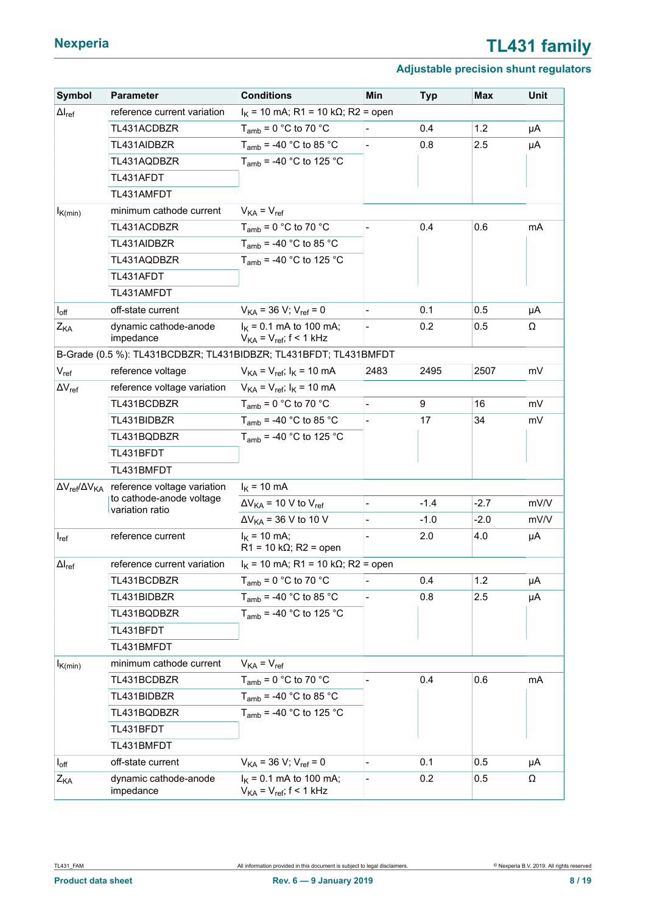| Symbol | Parameter | Conditions | Min | Typ | Max | Unit |
|---|---|---|---|---|---|---|
| $\Delta I_{ref}$ | reference current variation | $I_K$ = 10 mA; R1 = 10 kΩ; R2 = open | | | | |
| | TL431ACDBZR | $T_{amb}$ = 0 °C to 70 °C | - | 0.4 | 1.2 | µA |
| | TL431AIDBZR | $T_{amb}$ = -40 °C to 85 °C | - | 0.8 | 2.5 | µA |
| | TL431AQDBZR | $T_{amb}$ = -40 °C to 125 °C | | | | |
| | TL431AFDT | | | | | |
| | TL431AMFDT | | | | | |
| $I_{K(min)}$ | minimum cathode current | $V_{KA} = V_{ref}$ | | | | |
| | TL431ACDBZR | $T_{amb}$ = 0 °C to 70 °C | - | 0.4 | 0.6 | mA |
| | TL431AIDBZR | $T_{amb}$ = -40 °C to 85 °C | | | | |
| | TL431AQDBZR | $T_{amb}$ = -40 °C to 125 °C | | | | |
| | TL431AFDT | | | | | |
| | TL431AMFDT | | | | | |
| $I_{off}$ | off-state current | $V_{KA}$ = 36 V; $V_{ref}$ = 0 | - | 0.1 | 0.5 | µA |
| $Z_{KA}$ | dynamic cathode-anode impedance | $I_K$ = 0.1 mA to 100 mA; $V_{KA} = V_{ref}$; f < 1 kHz | - | 0.2 | 0.5 | Ω |
| B-Grade (0.5 %): TL431BCDBZR; TL431BIDBZR; TL431BFDT; TL431BMFDT | | | | | | |
| $V_{ref}$ | reference voltage | $V_{KA} = V_{ref}$; $I_K$ = 10 mA | 2483 | 2495 | 2507 | mV |
| $\Delta V_{ref}$ | reference voltage variation | $V_{KA} = V_{ref}$; $I_K$ = 10 mA | | | | |
| | TL431BCDBZR | $T_{amb}$ = 0 °C to 70 °C | - | 9 | 16 | mV |
| | TL431BIDBZR | $T_{amb}$ = -40 °C to 85 °C | - | 17 | 34 | mV |
| | TL431BQDBZR | $T_{amb}$ = -40 °C to 125 °C | | | | |
| | TL431BFDT | | | | | |
| | TL431BMFDT | | | | | |
| $\Delta V_{ref}/\Delta V_{KA}$ | reference voltage variation to cathode-anode voltage variation ratio | $I_K$ = 10 mA | | | | |
| | | $\Delta V_{KA}$ = 10 V to $V_{ref}$ | - | -1.4 | -2.7 | mV/V |
| | | $\Delta V_{KA}$ = 36 V to 10 V | - | -1.0 | -2.0 | mV/V |
| $I_{ref}$ | reference current | $I_K$ = 10 mA; R1 = 10 kΩ; R2 = open | - | 2.0 | 4.0 | µA |
| $\Delta I_{ref}$ | reference current variation | $I_K$ = 10 mA; R1 = 10 kΩ; R2 = open | | | | |
| | TL431BCDBZR | $T_{amb}$ = 0 °C to 70 °C | - | 0.4 | 1.2 | µA |
| | TL431BIDBZR | $T_{amb}$ = -40 °C to 85 °C | - | 0.8 | 2.5 | µA |
| | TL431BQDBZR | $T_{amb}$ = -40 °C to 125 °C | | | | |
| | TL431BFDT | | | | | |
| | TL431BMFDT | | | | | |
| $I_{K(min)}$ | minimum cathode current | $V_{KA} = V_{ref}$ | | | | |
| | TL431BCDBZR | $T_{amb}$ = 0 °C to 70 °C | - | 0.4 | 0.6 | mA |
| | TL431BIDBZR | $T_{amb}$ = -40 °C to 85 °C | | | | |
| | TL431BQDBZR | $T_{amb}$ = -40 °C to 125 °C | | | | |
| | TL431BFDT | | | | | |
| | TL431BMFDT | | | | | |
| $I_{off}$ | off-state current | $V_{KA}$ = 36 V; $V_{ref}$ = 0 | - | 0.1 | 0.5 | µA |
| $Z_{KA}$ | dynamic cathode-anode impedance | $I_K$ = 0.1 mA to 100 mA; $V_{KA} = V_{ref}$; f < 1 kHz | - | 0.2 | 0.5 | Ω |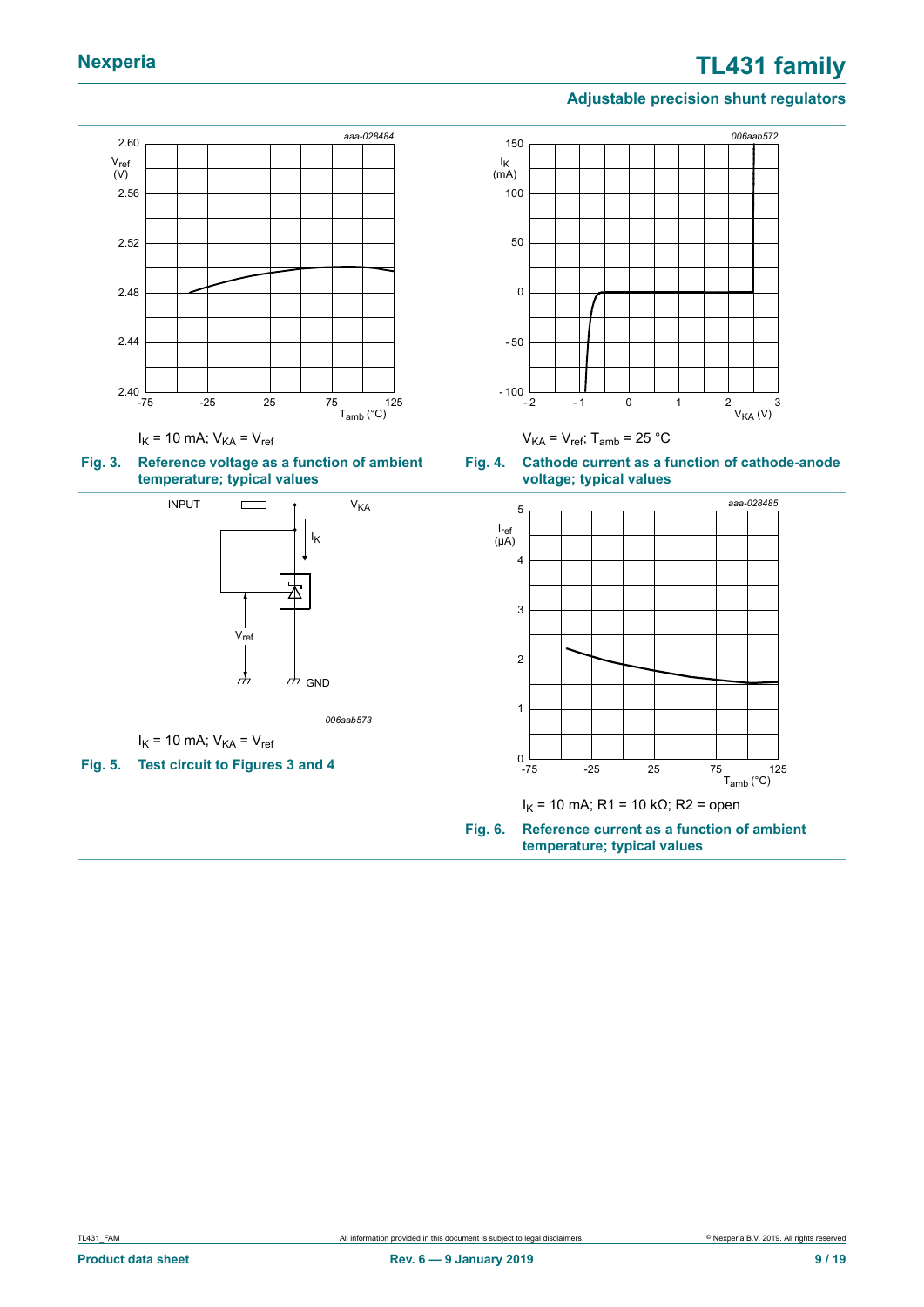$I_K$ = 10 mA; $V_{KA}$ = $V_{ref}$

**Fig. 3. Reference voltage as a function of ambient temperature; typical values**

$V_{KA}$ = $V_{ref}$; $T_{amb}$ = 25 °C

**Fig. 4. Cathode current as a function of cathode-anode voltage; typical values**

$I_K$ = 10 mA; $V_{KA}$ = $V_{ref}$

**Fig. 5. Test circuit to Figures 3 and 4**

$I_K$ = 10 mA; R1 = 10 kΩ; R2 = open

**Fig. 6. Reference current as a function of ambient temperature; typical values**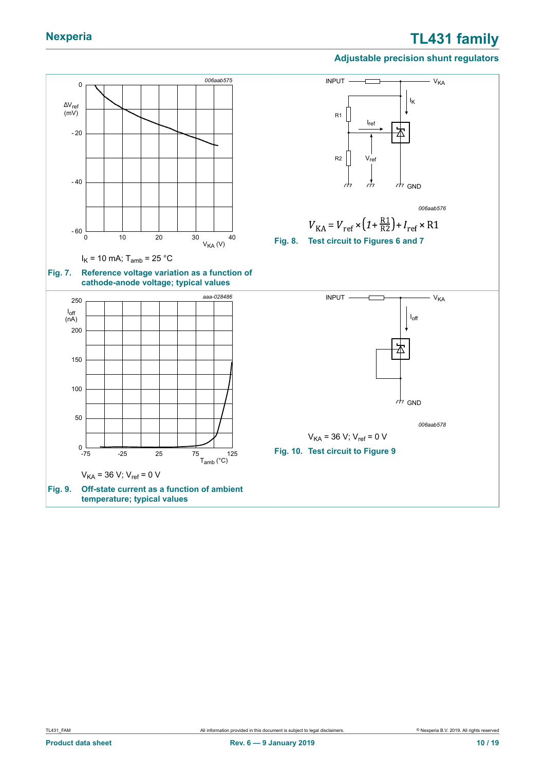$I_K$ = 10 mA; $T_{amb}$ = 25 °C

**Fig. 7. Reference voltage variation as a function of cathode-anode voltage; typical values**

$$V_{KA} = V_{ref} \times \left(1 + \frac{R1}{R2}\right) + I_{ref} \times R1$$

**Fig. 8. Test circuit to Figures 6 and 7**

$V_{KA}$ = 36 V; $V_{ref}$ = 0 V

**Fig. 9. Off-state current as a function of ambient temperature; typical values**

$V_{KA}$ = 36 V; $V_{ref}$ = 0 V

**Fig. 10. Test circuit to Figure 9**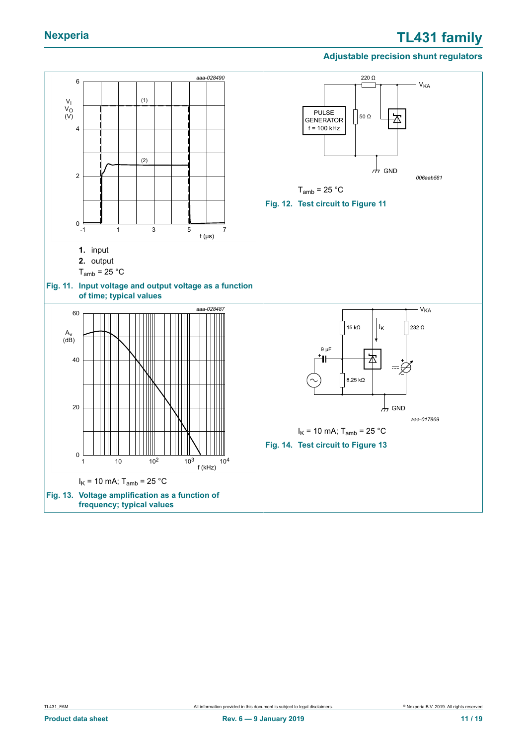1. input
2. output

$T_{amb}$ = 25 °C

**Fig. 11. Input voltage and output voltage as a function of time; typical values**

$T_{amb}$ = 25 °C

**Fig. 12. Test circuit to Figure 11**

$I_K$ = 10 mA; $T_{amb}$ = 25 °C

**Fig. 13. Voltage amplification as a function of frequency; typical values**

$I_K$ = 10 mA; $T_{amb}$ = 25 °C

**Fig. 14. Test circuit to Figure 13**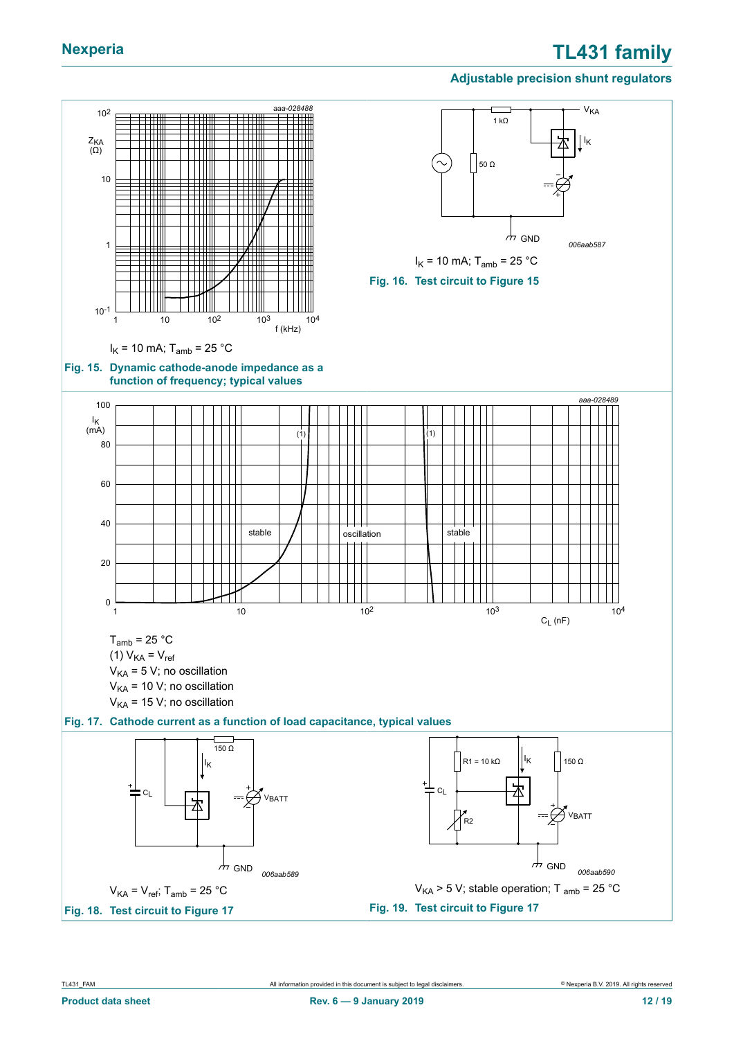$I_K$ = 10 mA; $T_{amb}$ = 25 °C

**Fig. 15. Dynamic cathode-anode impedance as a function of frequency; typical values**

$I_K$ = 10 mA; $T_{amb}$ = 25 °C

**Fig. 16. Test circuit to Figure 15**

$T_{amb}$ = 25 °C

(1) $V_{KA} = V_{ref}$

$V_{KA}$ = 5 V; no oscillation

$V_{KA}$ = 10 V; no oscillation

$V_{KA}$ = 15 V; no oscillation

**Fig. 17. Cathode current as a function of load capacitance, typical values**

$V_{KA} = V_{ref}$; $T_{amb}$ = 25 °C

**Fig. 18. Test circuit to Figure 17**

$V_{KA}$ > 5 V; stable operation; $T_{amb}$ = 25 °C

**Fig. 19. Test circuit to Figure 17**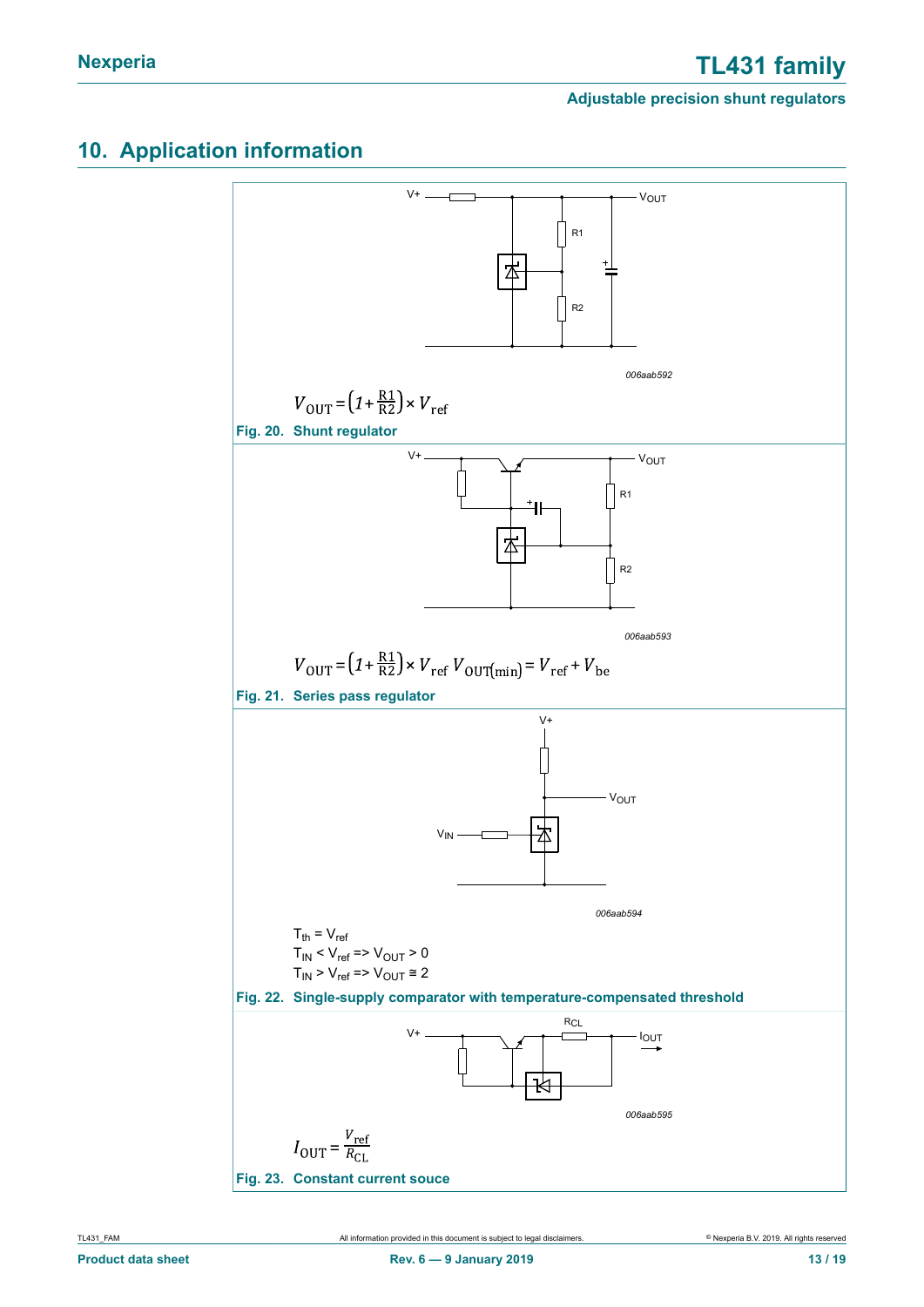## 10. Application information

006aab592

$$V_{OUT} = \left(1 + \frac{R1}{R2}\right) \times V_{ref}$$

**Fig. 20. Shunt regulator**

006aab593

$$V_{OUT} = \left(1 + \frac{R1}{R2}\right) \times V_{ref} \; V_{OUT(min)} = V_{ref} + V_{be}$$

**Fig. 21. Series pass regulator**

006aab594

$T_{th} = V_{ref}$

$T_{IN} < V_{ref} \Rightarrow V_{OUT} > 0$

$T_{IN} > V_{ref} \Rightarrow V_{OUT} \cong 2$

**Fig. 22. Single-supply comparator with temperature-compensated threshold**

006aab595

$$I_{OUT} = \frac{V_{ref}}{R_{CL}}$$

**Fig. 23. Constant current souce**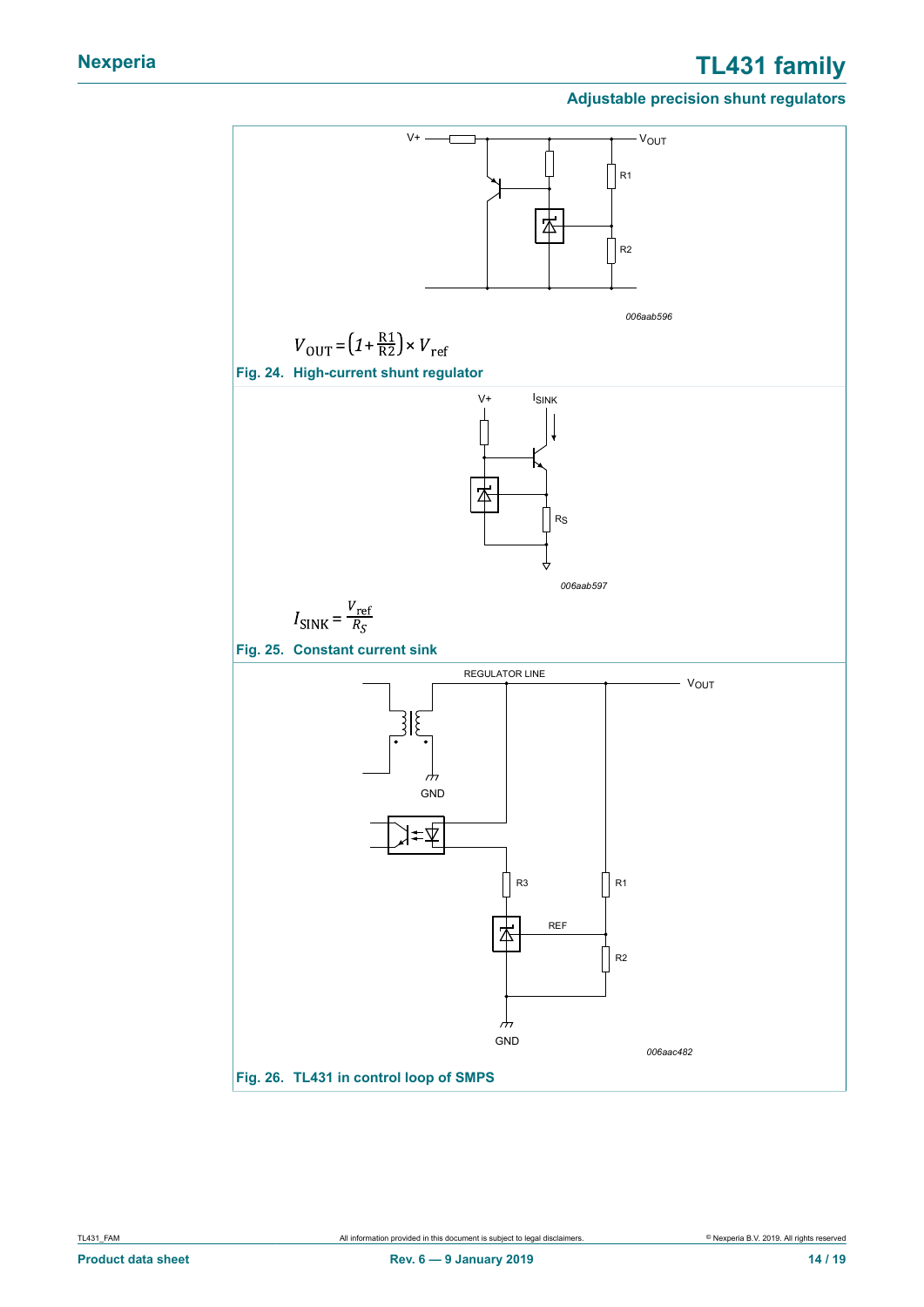$$V_{OUT} = \left(1 + \frac{R1}{R2}\right) \times V_{ref}$$

**Fig. 24. High-current shunt regulator**

$$I_{SINK} = \frac{V_{ref}}{R_S}$$

**Fig. 25. Constant current sink**

**Fig. 26. TL431 in control loop of SMPS**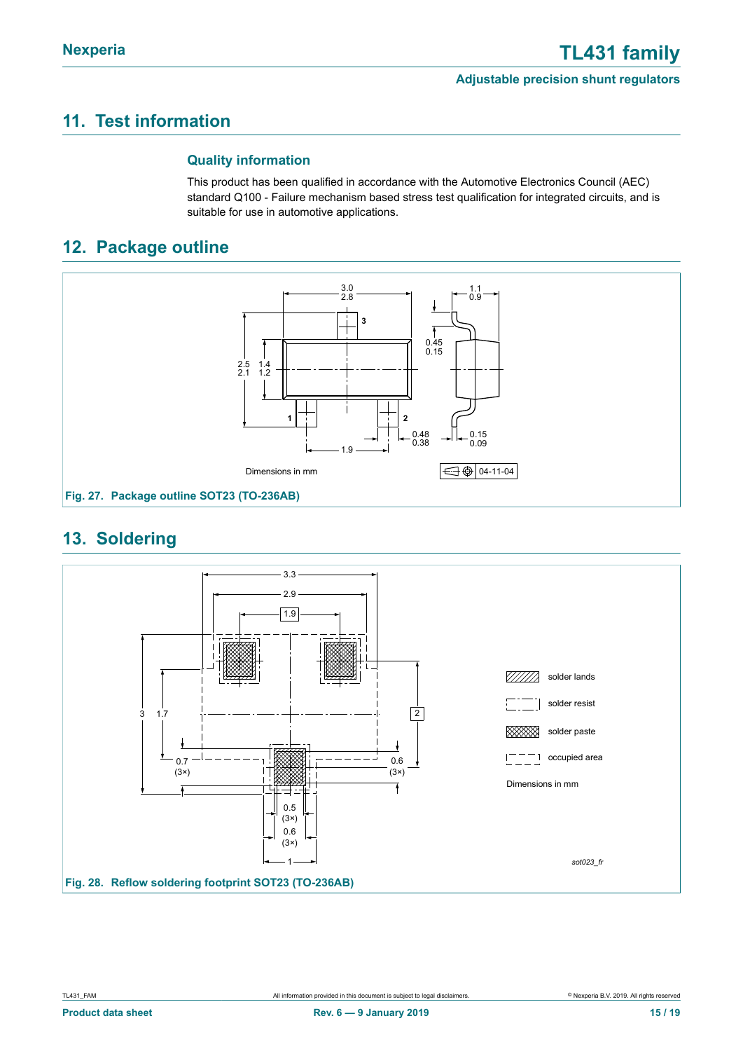## 11. Test information

### Quality information

This product has been qualified in accordance with the Automotive Electronics Council (AEC) standard Q100 - Failure mechanism based stress test qualification for integrated circuits, and is suitable for use in automotive applications.

## 12. Package outline

Fig. 27. Package outline SOT23 (TO-236AB)

## 13. Soldering

Fig. 28. Reflow soldering footprint SOT23 (TO-236AB)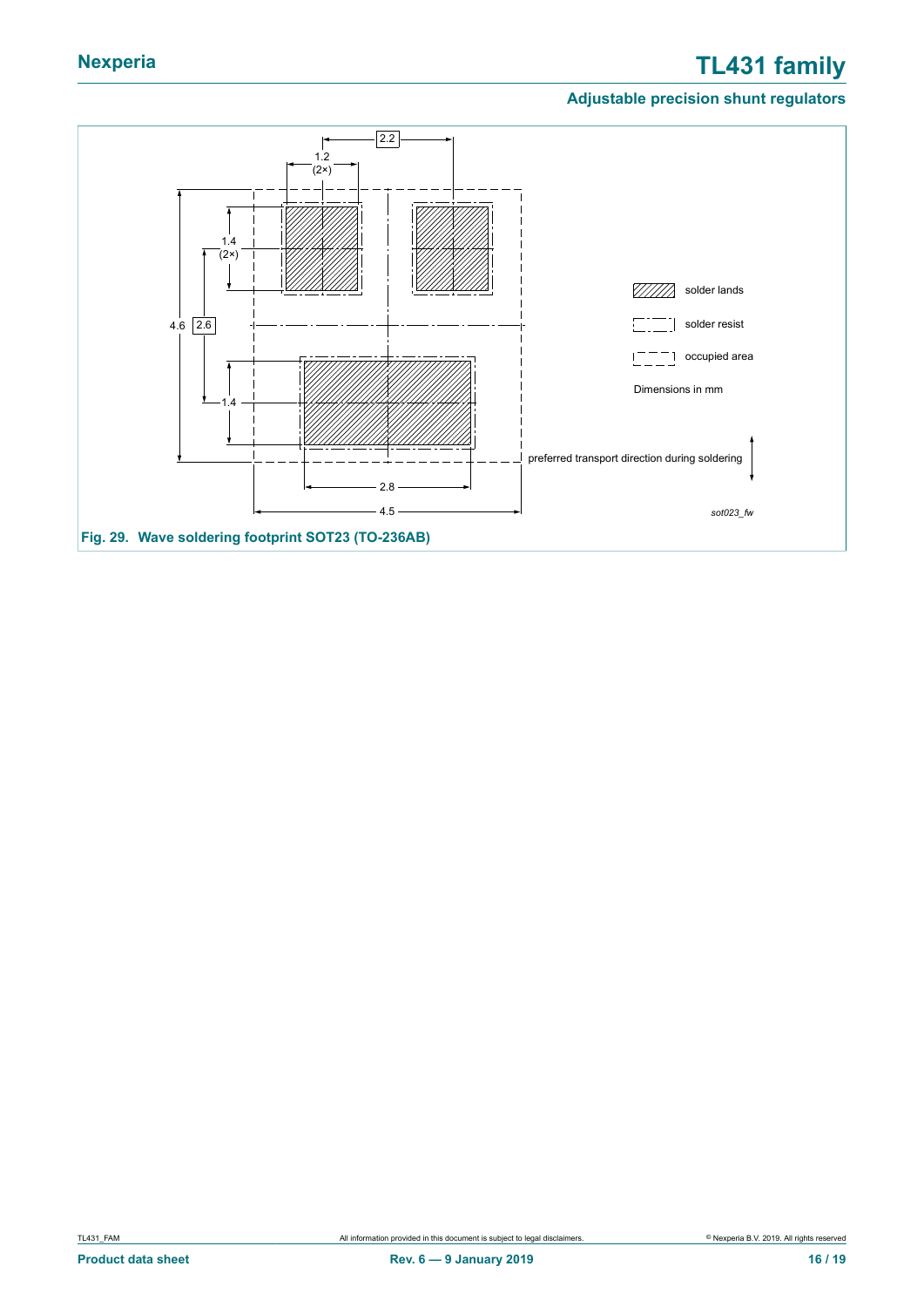Fig. 29. Wave soldering footprint SOT23 (TO-236AB)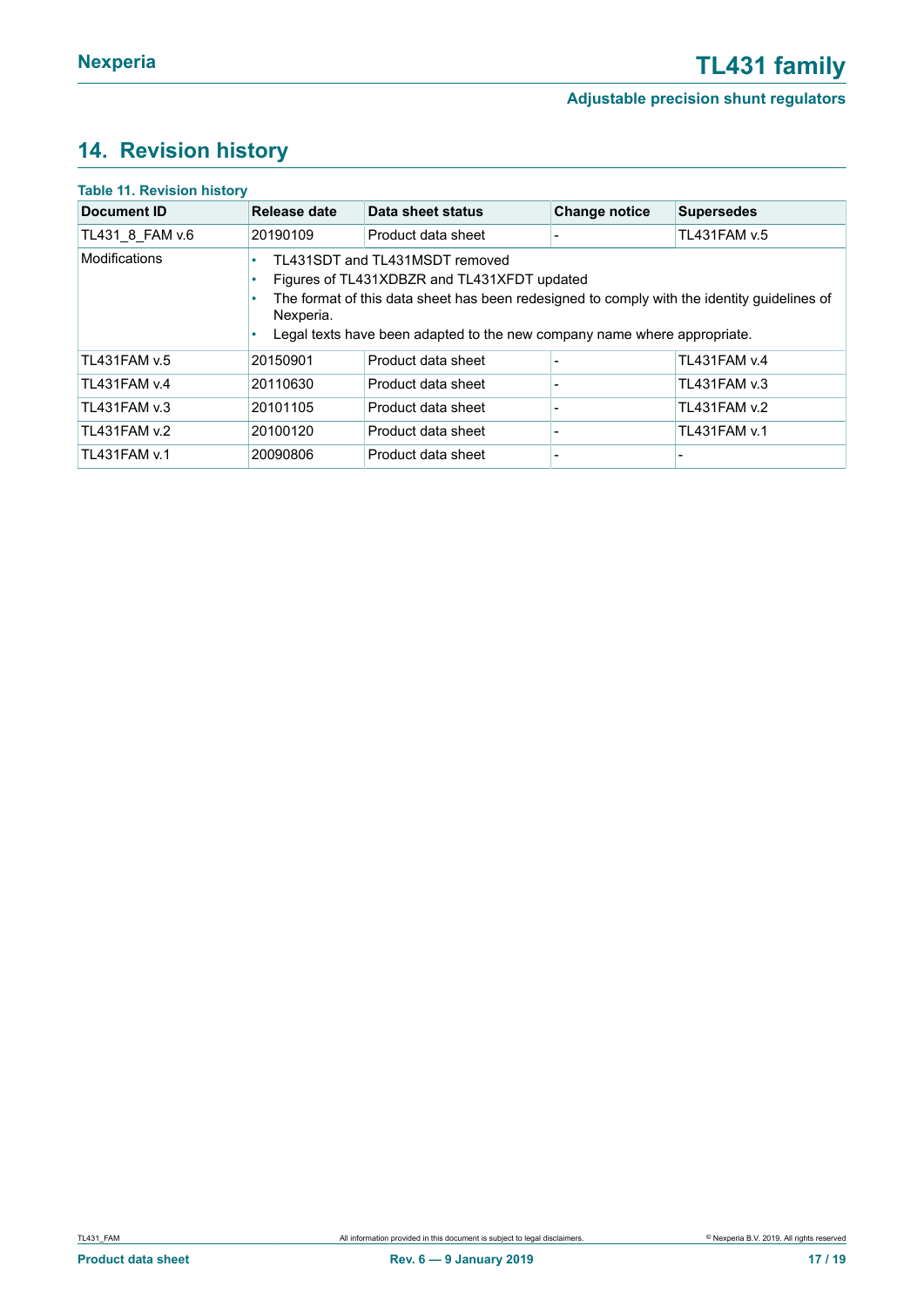## 14. Revision history

**Table 11. Revision history**

| Document ID | Release date | Data sheet status | Change notice | Supersedes |
|---|---|---|---|---|
| TL431_8_FAM v.6 | 20190109 | Product data sheet | - | TL431FAM v.5 |
| Modifications | • TL431SDT and TL431MSDT removed<br>• Figures of TL431XDBZR and TL431XFDT updated<br>• The format of this data sheet has been redesigned to comply with the identity guidelines of Nexperia.<br>• Legal texts have been adapted to the new company name where appropriate. | | | |
| TL431FAM v.5 | 20150901 | Product data sheet | - | TL431FAM v.4 |
| TL431FAM v.4 | 20110630 | Product data sheet | - | TL431FAM v.3 |
| TL431FAM v.3 | 20101105 | Product data sheet | - | TL431FAM v.2 |
| TL431FAM v.2 | 20100120 | Product data sheet | - | TL431FAM v.1 |
| TL431FAM v.1 | 20090806 | Product data sheet | - | - |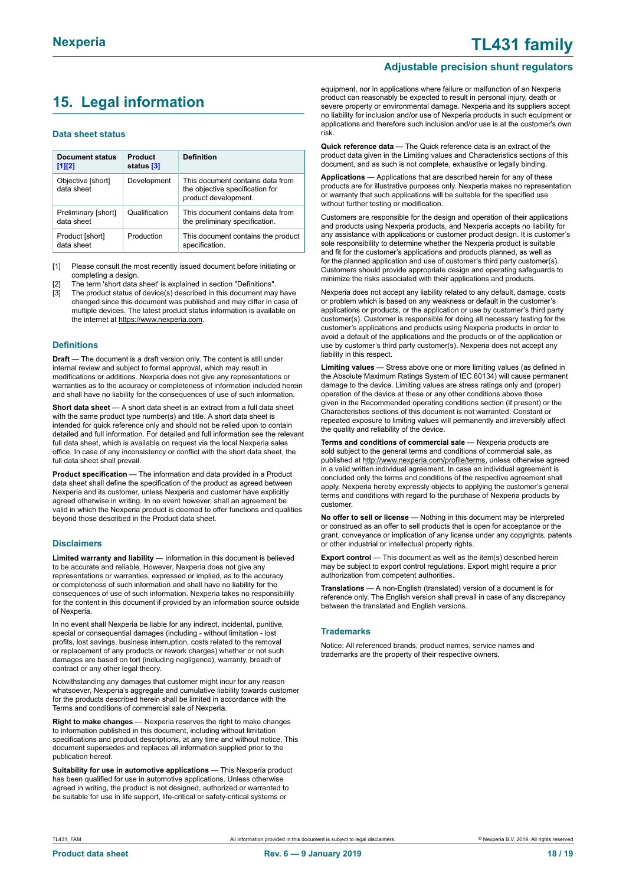## 15. Legal information

### Data sheet status

| Document status [1][2] | Product status [3] | Definition |
| --- | --- | --- |
| Objective [short] data sheet | Development | This document contains data from the objective specification for product development. |
| Preliminary [short] data sheet | Qualification | This document contains data from the preliminary specification. |
| Product [short] data sheet | Production | This document contains the product specification. |

[1] Please consult the most recently issued document before initiating or completing a design.
[2] The term 'short data sheet' is explained in section "Definitions".
[3] The product status of device(s) described in this document may have changed since this document was published and may differ in case of multiple devices. The latest product status information is available on the internet at https://www.nexperia.com.

### Definitions

**Draft** — The document is a draft version only. The content is still under internal review and subject to formal approval, which may result in modifications or additions. Nexperia does not give any representations or warranties as to the accuracy or completeness of information included herein and shall have no liability for the consequences of use of such information.

**Short data sheet** — A short data sheet is an extract from a full data sheet with the same product type number(s) and title. A short data sheet is intended for quick reference only and should not be relied upon to contain detailed and full information. For detailed and full information see the relevant full data sheet, which is available on request via the local Nexperia sales office. In case of any inconsistency or conflict with the short data sheet, the full data sheet shall prevail.

**Product specification** — The information and data provided in a Product data sheet shall define the specification of the product as agreed between Nexperia and its customer, unless Nexperia and customer have explicitly agreed otherwise in writing. In no event however, shall an agreement be valid in which the Nexperia product is deemed to offer functions and qualities beyond those described in the Product data sheet.

### Disclaimers

**Limited warranty and liability** — Information in this document is believed to be accurate and reliable. However, Nexperia does not give any representations or warranties, expressed or implied, as to the accuracy or completeness of such information and shall have no liability for the consequences of use of such information. Nexperia takes no responsibility for the content in this document if provided by an information source outside of Nexperia.

In no event shall Nexperia be liable for any indirect, incidental, punitive, special or consequential damages (including - without limitation - lost profits, lost savings, business interruption, costs related to the removal or replacement of any products or rework charges) whether or not such damages are based on tort (including negligence), warranty, breach of contract or any other legal theory.

Notwithstanding any damages that customer might incur for any reason whatsoever, Nexperia's aggregate and cumulative liability towards customer for the products described herein shall be limited in accordance with the Terms and conditions of commercial sale of Nexperia.

**Right to make changes** — Nexperia reserves the right to make changes to information published in this document, including without limitation specifications and product descriptions, at any time and without notice. This document supersedes and replaces all information supplied prior to the publication hereof.

**Suitability for use in automotive applications** — This Nexperia product has been qualified for use in automotive applications. Unless otherwise agreed in writing, the product is not designed, authorized or warranted to be suitable for use in life support, life-critical or safety-critical systems or equipment, nor in applications where failure or malfunction of an Nexperia product can reasonably be expected to result in personal injury, death or severe property or environmental damage. Nexperia and its suppliers accept no liability for inclusion and/or use of Nexperia products in such equipment or applications and therefore such inclusion and/or use is at the customer's own risk.

**Quick reference data** — The Quick reference data is an extract of the product data given in the Limiting values and Characteristics sections of this document, and as such is not complete, exhaustive or legally binding.

**Applications** — Applications that are described herein for any of these products are for illustrative purposes only. Nexperia makes no representation or warranty that such applications will be suitable for the specified use without further testing or modification.

Customers are responsible for the design and operation of their applications and products using Nexperia products, and Nexperia accepts no liability for any assistance with applications or customer product design. It is customer's sole responsibility to determine whether the Nexperia product is suitable and fit for the customer's applications and products planned, as well as for the planned application and use of customer's third party customer(s). Customers should provide appropriate design and operating safeguards to minimize the risks associated with their applications and products.

Nexperia does not accept any liability related to any default, damage, costs or problem which is based on any weakness or default in the customer's applications or products, or the application or use by customer's third party customer(s). Customer is responsible for doing all necessary testing for the customer's applications and products using Nexperia products in order to avoid a default of the applications and the products or of the application or use by customer's third party customer(s). Nexperia does not accept any liability in this respect.

**Limiting values** — Stress above one or more limiting values (as defined in the Absolute Maximum Ratings System of IEC 60134) will cause permanent damage to the device. Limiting values are stress ratings only and (proper) operation of the device at these or any other conditions above those given in the Recommended operating conditions section (if present) or the Characteristics sections of this document is not warranted. Constant or repeated exposure to limiting values will permanently and irreversibly affect the quality and reliability of the device.

**Terms and conditions of commercial sale** — Nexperia products are sold subject to the general terms and conditions of commercial sale, as published at http://www.nexperia.com/profile/terms, unless otherwise agreed in a valid written individual agreement. In case an individual agreement is concluded only the terms and conditions of the respective agreement shall apply. Nexperia hereby expressly objects to applying the customer's general terms and conditions with regard to the purchase of Nexperia products by customer.

**No offer to sell or license** — Nothing in this document may be interpreted or construed as an offer to sell products that is open for acceptance or the grant, conveyance or implication of any license under any copyrights, patents or other industrial or intellectual property rights.

**Export control** — This document as well as the item(s) described herein may be subject to export control regulations. Export might require a prior authorization from competent authorities.

**Translations** — A non-English (translated) version of a document is for reference only. The English version shall prevail in case of any discrepancy between the translated and English versions.

### Trademarks

Notice: All referenced brands, product names, service names and trademarks are the property of their respective owners.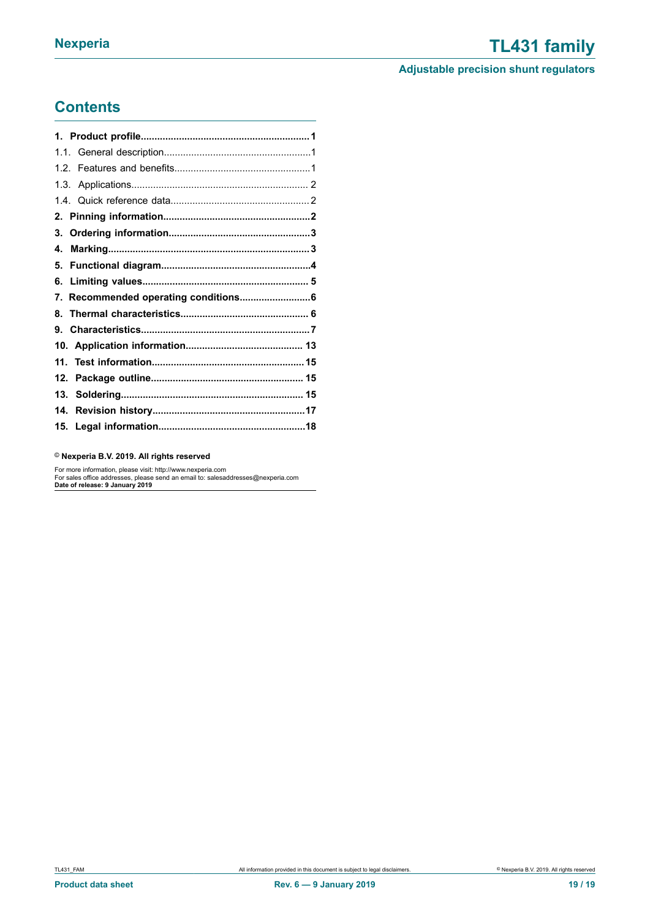## Contents

| | |
|---|---|
| **1. Product profile** | **1** |
| 1.1. General description | 1 |
| 1.2. Features and benefits | 1 |
| 1.3. Applications | 2 |
| 1.4. Quick reference data | 2 |
| **2. Pinning information** | **2** |
| **3. Ordering information** | **3** |
| **4. Marking** | **3** |
| **5. Functional diagram** | **4** |
| **6. Limiting values** | **5** |
| **7. Recommended operating conditions** | **6** |
| **8. Thermal characteristics** | **6** |
| **9. Characteristics** | **7** |
| **10. Application information** | **13** |
| **11. Test information** | **15** |
| **12. Package outline** | **15** |
| **13. Soldering** | **15** |
| **14. Revision history** | **17** |
| **15. Legal information** | **18** |

**© Nexperia B.V. 2019. All rights reserved**

For more information, please visit: http://www.nexperia.com
For sales office addresses, please send an email to: salesaddresses@nexperia.com
**Date of release: 9 January 2019**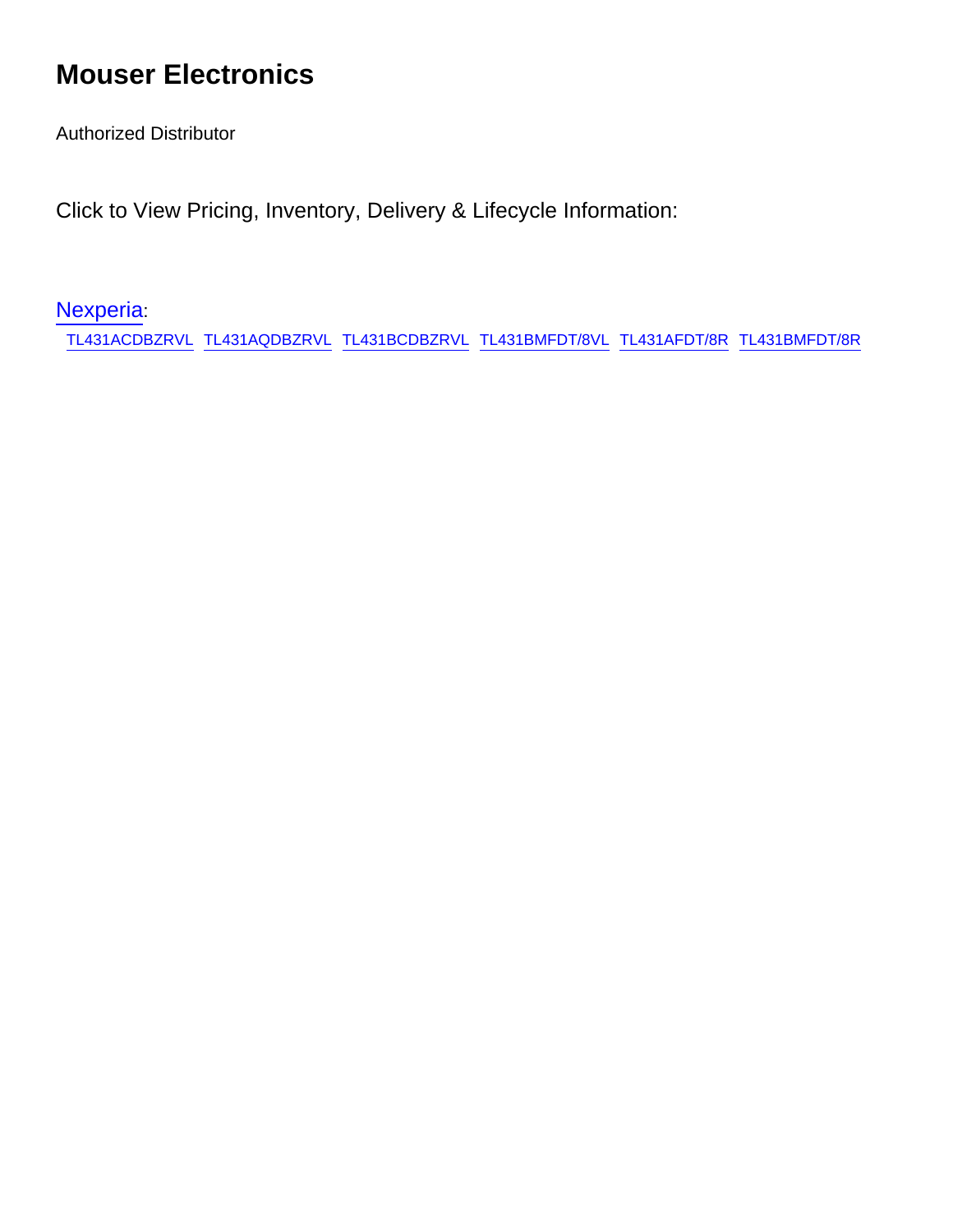# Mouser Electronics

Authorized Distributor

Click to View Pricing, Inventory, Delivery & Lifecycle Information:

Nexperia:

TL431ACDBZRVL TL431AQDBZRVL TL431BCDBZRVL TL431BMFDT/8VL TL431AFDT/8R TL431BMFDT/8R